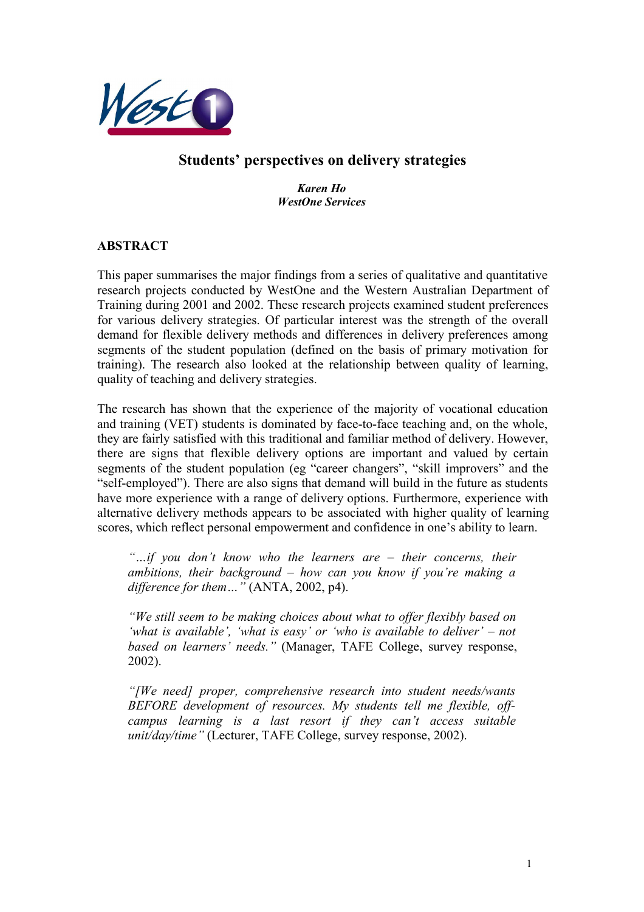# Students' perspectives on delivery strategies

***Karen Ho***
***WestOne Services***

## ABSTRACT

This paper summarises the major findings from a series of qualitative and quantitative research projects conducted by WestOne and the Western Australian Department of Training during 2001 and 2002. These research projects examined student preferences for various delivery strategies. Of particular interest was the strength of the overall demand for flexible delivery methods and differences in delivery preferences among segments of the student population (defined on the basis of primary motivation for training). The research also looked at the relationship between quality of learning, quality of teaching and delivery strategies.

The research has shown that the experience of the majority of vocational education and training (VET) students is dominated by face-to-face teaching and, on the whole, they are fairly satisfied with this traditional and familiar method of delivery. However, there are signs that flexible delivery options are important and valued by certain segments of the student population (eg "career changers", "skill improvers" and the "self-employed"). There are also signs that demand will build in the future as students have more experience with a range of delivery options. Furthermore, experience with alternative delivery methods appears to be associated with higher quality of learning scores, which reflect personal empowerment and confidence in one's ability to learn.

> *"…if you don't know who the learners are – their concerns, their ambitions, their background – how can you know if you're making a difference for them…"* (ANTA, 2002, p4).

> *"We still seem to be making choices about what to offer flexibly based on 'what is available', 'what is easy' or 'who is available to deliver' – not based on learners' needs."* (Manager, TAFE College, survey response, 2002).

> *"[We need] proper, comprehensive research into student needs/wants BEFORE development of resources. My students tell me flexible, off-campus learning is a last resort if they can't access suitable unit/day/time"* (Lecturer, TAFE College, survey response, 2002).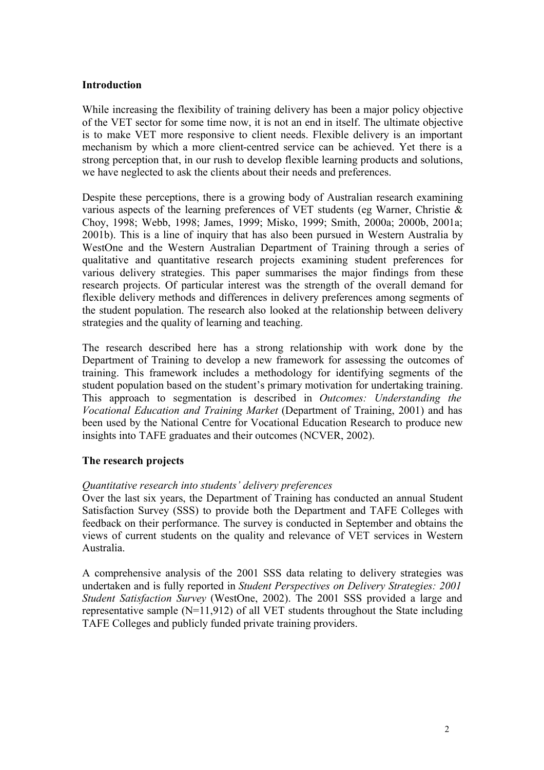## Introduction

While increasing the flexibility of training delivery has been a major policy objective of the VET sector for some time now, it is not an end in itself. The ultimate objective is to make VET more responsive to client needs. Flexible delivery is an important mechanism by which a more client-centred service can be achieved. Yet there is a strong perception that, in our rush to develop flexible learning products and solutions, we have neglected to ask the clients about their needs and preferences.

Despite these perceptions, there is a growing body of Australian research examining various aspects of the learning preferences of VET students (eg Warner, Christie & Choy, 1998; Webb, 1998; James, 1999; Misko, 1999; Smith, 2000a; 2000b, 2001a; 2001b). This is a line of inquiry that has also been pursued in Western Australia by WestOne and the Western Australian Department of Training through a series of qualitative and quantitative research projects examining student preferences for various delivery strategies. This paper summarises the major findings from these research projects. Of particular interest was the strength of the overall demand for flexible delivery methods and differences in delivery preferences among segments of the student population. The research also looked at the relationship between delivery strategies and the quality of learning and teaching.

The research described here has a strong relationship with work done by the Department of Training to develop a new framework for assessing the outcomes of training. This framework includes a methodology for identifying segments of the student population based on the student's primary motivation for undertaking training. This approach to segmentation is described in *Outcomes: Understanding the Vocational Education and Training Market* (Department of Training, 2001) and has been used by the National Centre for Vocational Education Research to produce new insights into TAFE graduates and their outcomes (NCVER, 2002).

## The research projects

*Quantitative research into students' delivery preferences*

Over the last six years, the Department of Training has conducted an annual Student Satisfaction Survey (SSS) to provide both the Department and TAFE Colleges with feedback on their performance. The survey is conducted in September and obtains the views of current students on the quality and relevance of VET services in Western Australia.

A comprehensive analysis of the 2001 SSS data relating to delivery strategies was undertaken and is fully reported in *Student Perspectives on Delivery Strategies: 2001 Student Satisfaction Survey* (WestOne, 2002). The 2001 SSS provided a large and representative sample (N=11,912) of all VET students throughout the State including TAFE Colleges and publicly funded private training providers.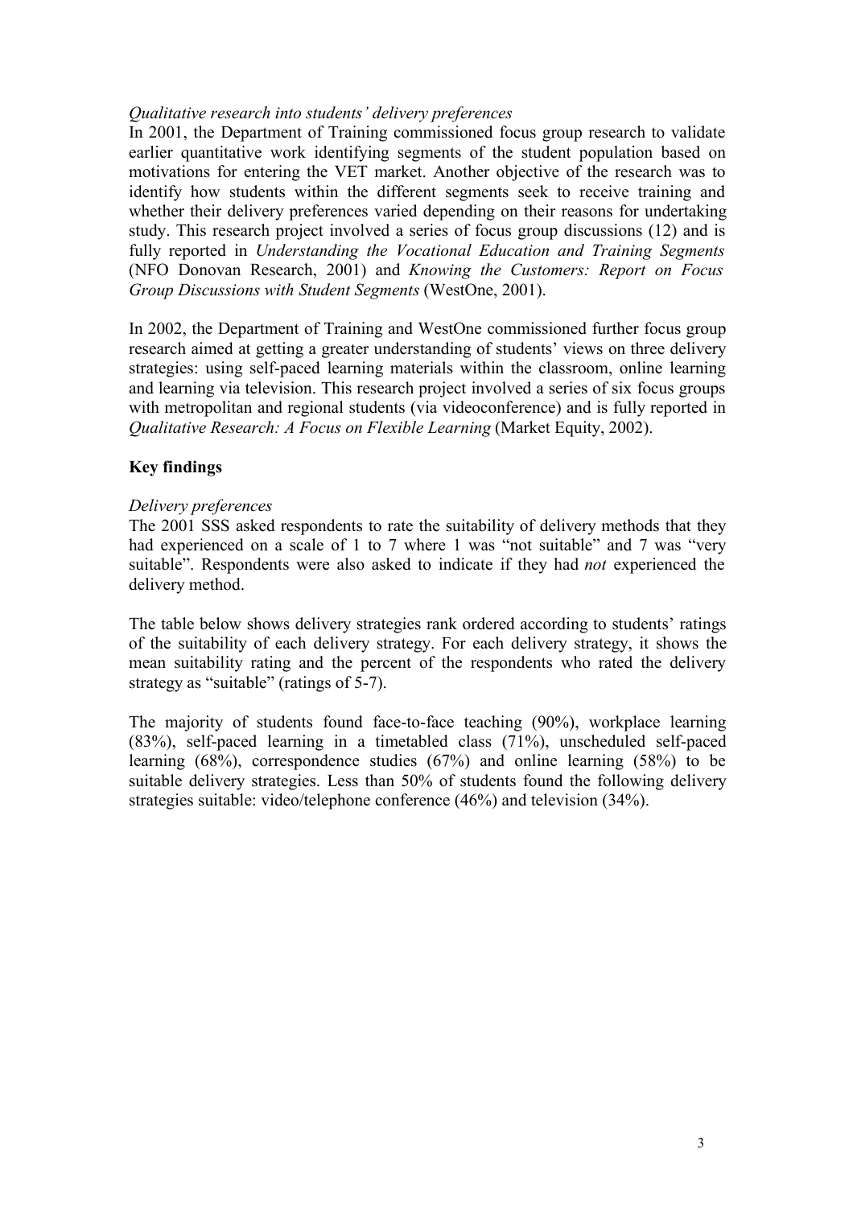*Qualitative research into students' delivery preferences*

In 2001, the Department of Training commissioned focus group research to validate earlier quantitative work identifying segments of the student population based on motivations for entering the VET market. Another objective of the research was to identify how students within the different segments seek to receive training and whether their delivery preferences varied depending on their reasons for undertaking study. This research project involved a series of focus group discussions (12) and is fully reported in *Understanding the Vocational Education and Training Segments* (NFO Donovan Research, 2001) and *Knowing the Customers: Report on Focus Group Discussions with Student Segments* (WestOne, 2001).

In 2002, the Department of Training and WestOne commissioned further focus group research aimed at getting a greater understanding of students' views on three delivery strategies: using self-paced learning materials within the classroom, online learning and learning via television. This research project involved a series of six focus groups with metropolitan and regional students (via videoconference) and is fully reported in *Qualitative Research: A Focus on Flexible Learning* (Market Equity, 2002).

## Key findings

*Delivery preferences*

The 2001 SSS asked respondents to rate the suitability of delivery methods that they had experienced on a scale of 1 to 7 where 1 was "not suitable" and 7 was "very suitable". Respondents were also asked to indicate if they had *not* experienced the delivery method.

The table below shows delivery strategies rank ordered according to students' ratings of the suitability of each delivery strategy. For each delivery strategy, it shows the mean suitability rating and the percent of the respondents who rated the delivery strategy as "suitable" (ratings of 5-7).

The majority of students found face-to-face teaching (90%), workplace learning (83%), self-paced learning in a timetabled class (71%), unscheduled self-paced learning (68%), correspondence studies (67%) and online learning (58%) to be suitable delivery strategies. Less than 50% of students found the following delivery strategies suitable: video/telephone conference (46%) and television (34%).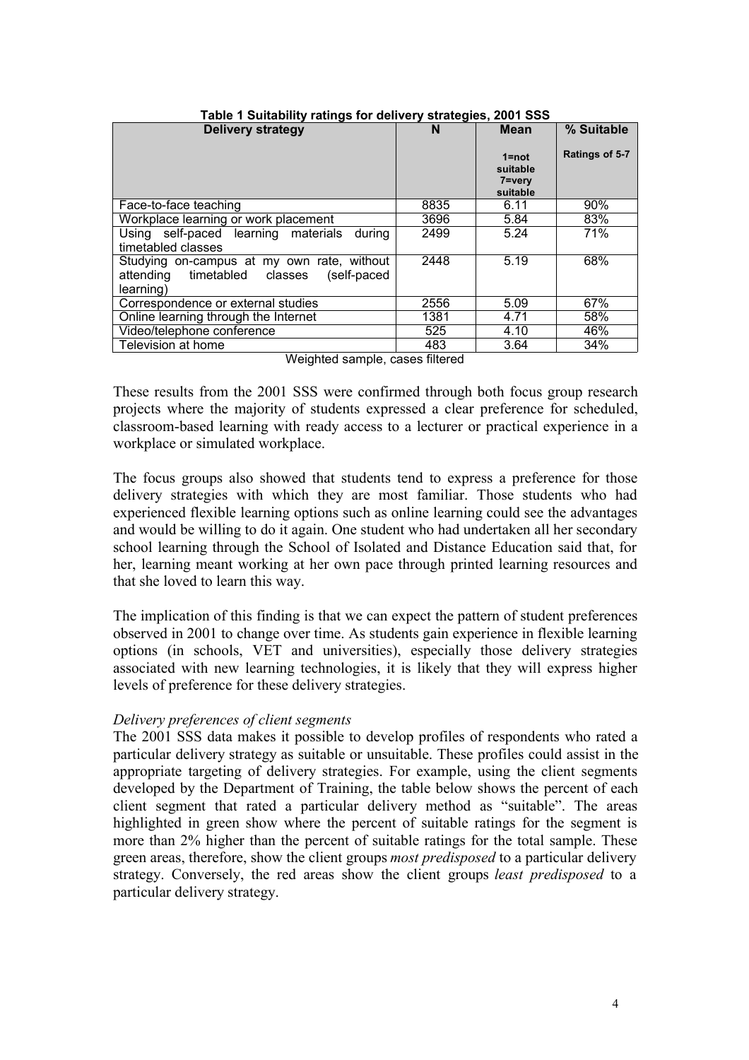**Table 1 Suitability ratings for delivery strategies, 2001 SSS**

| Delivery strategy | N | Mean<br>1=not suitable 7=very suitable | % Suitable<br>Ratings of 5-7 |
|---|---|---|---|
| Face-to-face teaching | 8835 | 6.11 | 90% |
| Workplace learning or work placement | 3696 | 5.84 | 83% |
| Using self-paced learning materials during timetabled classes | 2499 | 5.24 | 71% |
| Studying on-campus at my own rate, without attending timetabled classes (self-paced learning) | 2448 | 5.19 | 68% |
| Correspondence or external studies | 2556 | 5.09 | 67% |
| Online learning through the Internet | 1381 | 4.71 | 58% |
| Video/telephone conference | 525 | 4.10 | 46% |
| Television at home | 483 | 3.64 | 34% |

Weighted sample, cases filtered

These results from the 2001 SSS were confirmed through both focus group research projects where the majority of students expressed a clear preference for scheduled, classroom-based learning with ready access to a lecturer or practical experience in a workplace or simulated workplace.

The focus groups also showed that students tend to express a preference for those delivery strategies with which they are most familiar. Those students who had experienced flexible learning options such as online learning could see the advantages and would be willing to do it again. One student who had undertaken all her secondary school learning through the School of Isolated and Distance Education said that, for her, learning meant working at her own pace through printed learning resources and that she loved to learn this way.

The implication of this finding is that we can expect the pattern of student preferences observed in 2001 to change over time. As students gain experience in flexible learning options (in schools, VET and universities), especially those delivery strategies associated with new learning technologies, it is likely that they will express higher levels of preference for these delivery strategies.

*Delivery preferences of client segments*

The 2001 SSS data makes it possible to develop profiles of respondents who rated a particular delivery strategy as suitable or unsuitable. These profiles could assist in the appropriate targeting of delivery strategies. For example, using the client segments developed by the Department of Training, the table below shows the percent of each client segment that rated a particular delivery method as "suitable". The areas highlighted in green show where the percent of suitable ratings for the segment is more than 2% higher than the percent of suitable ratings for the total sample. These green areas, therefore, show the client groups *most predisposed* to a particular delivery strategy. Conversely, the red areas show the client groups *least predisposed* to a particular delivery strategy.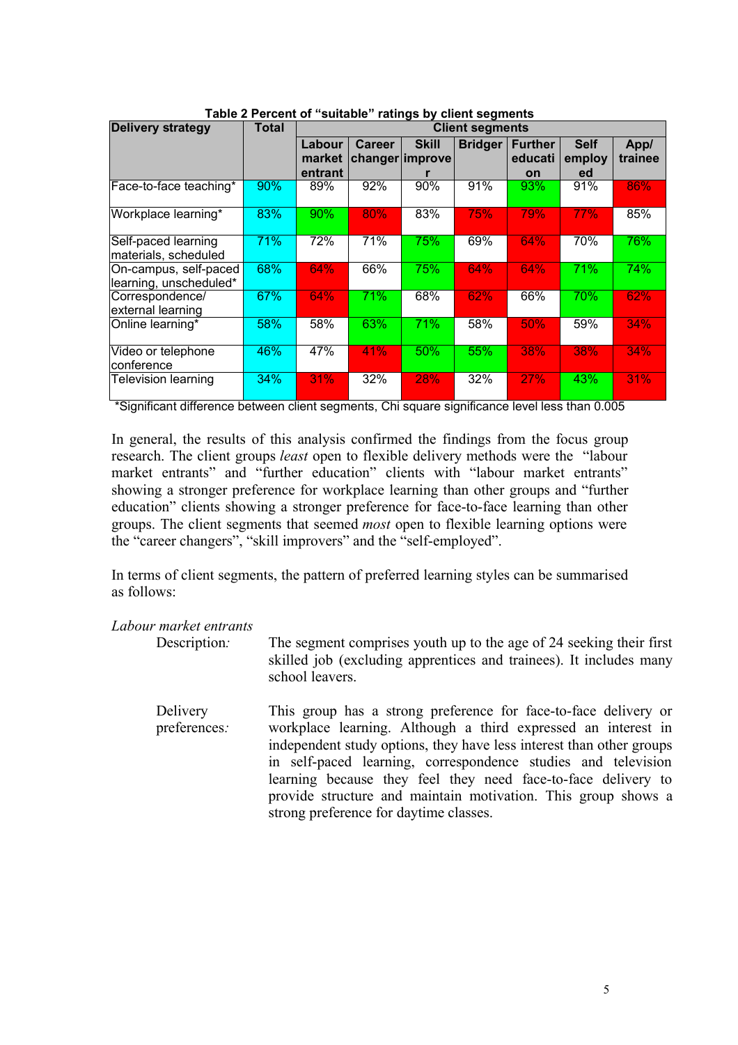**Table 2 Percent of "suitable" ratings by client segments**

| Delivery strategy | Total | Client segments | | | | | | |
|---|---|---|---|---|---|---|---|---|
| | | Labour market entrant | Career changer | Skill improver | Bridger | Further education | Self employed | App/ trainee |
| Face-to-face teaching* | 90% | 89% | 92% | 90% | 91% | 93% | 91% | 86% |
| Workplace learning* | 83% | 90% | 80% | 83% | 75% | 79% | 77% | 85% |
| Self-paced learning materials, scheduled | 71% | 72% | 71% | 75% | 69% | 64% | 70% | 76% |
| On-campus, self-paced learning, unscheduled* | 68% | 64% | 66% | 75% | 64% | 64% | 71% | 74% |
| Correspondence/ external learning | 67% | 64% | 71% | 68% | 62% | 66% | 70% | 62% |
| Online learning* | 58% | 58% | 63% | 71% | 58% | 50% | 59% | 34% |
| Video or telephone conference | 46% | 47% | 41% | 50% | 55% | 38% | 38% | 34% |
| Television learning | 34% | 31% | 32% | 28% | 32% | 27% | 43% | 31% |

*Significant difference between client segments, Chi square significance level less than 0.005

In general, the results of this analysis confirmed the findings from the focus group research. The client groups *least* open to flexible delivery methods were the "labour market entrants" and "further education" clients with "labour market entrants" showing a stronger preference for workplace learning than other groups and "further education" clients showing a stronger preference for face-to-face learning than other groups. The client segments that seemed *most* open to flexible learning options were the "career changers", "skill improvers" and the "self-employed".

In terms of client segments, the pattern of preferred learning styles can be summarised as follows:

*Labour market entrants*

Description*:* The segment comprises youth up to the age of 24 seeking their first skilled job (excluding apprentices and trainees). It includes many school leavers.

Delivery preferences*:* This group has a strong preference for face-to-face delivery or workplace learning. Although a third expressed an interest in independent study options, they have less interest than other groups in self-paced learning, correspondence studies and television learning because they feel they need face-to-face delivery to provide structure and maintain motivation. This group shows a strong preference for daytime classes.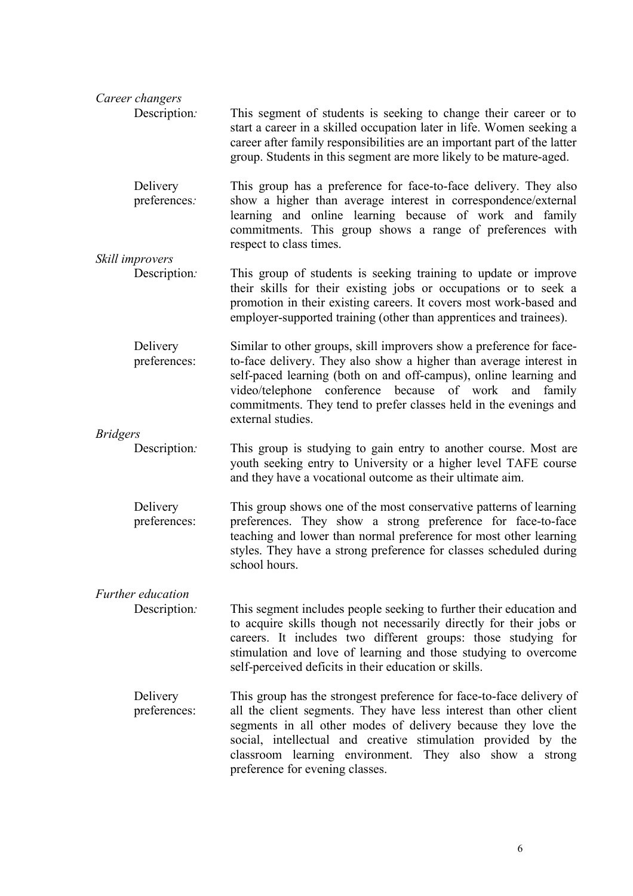*Career changers*

Description*:* This segment of students is seeking to change their career or to start a career in a skilled occupation later in life. Women seeking a career after family responsibilities are an important part of the latter group. Students in this segment are more likely to be mature-aged.

Delivery preferences*:* This group has a preference for face-to-face delivery. They also show a higher than average interest in correspondence/external learning and online learning because of work and family commitments. This group shows a range of preferences with respect to class times.

*Skill improvers*

Description*:* This group of students is seeking training to update or improve their skills for their existing jobs or occupations or to seek a promotion in their existing careers. It covers most work-based and employer-supported training (other than apprentices and trainees).

Delivery preferences: Similar to other groups, skill improvers show a preference for face-to-face delivery. They also show a higher than average interest in self-paced learning (both on and off-campus), online learning and video/telephone conference because of work and family commitments. They tend to prefer classes held in the evenings and external studies.

*Bridgers*

Description*:* This group is studying to gain entry to another course. Most are youth seeking entry to University or a higher level TAFE course and they have a vocational outcome as their ultimate aim.

Delivery preferences: This group shows one of the most conservative patterns of learning preferences. They show a strong preference for face-to-face teaching and lower than normal preference for most other learning styles. They have a strong preference for classes scheduled during school hours.

*Further education*

Description*:* This segment includes people seeking to further their education and to acquire skills though not necessarily directly for their jobs or careers. It includes two different groups: those studying for stimulation and love of learning and those studying to overcome self-perceived deficits in their education or skills.

Delivery preferences: This group has the strongest preference for face-to-face delivery of all the client segments. They have less interest than other client segments in all other modes of delivery because they love the social, intellectual and creative stimulation provided by the classroom learning environment. They also show a strong preference for evening classes.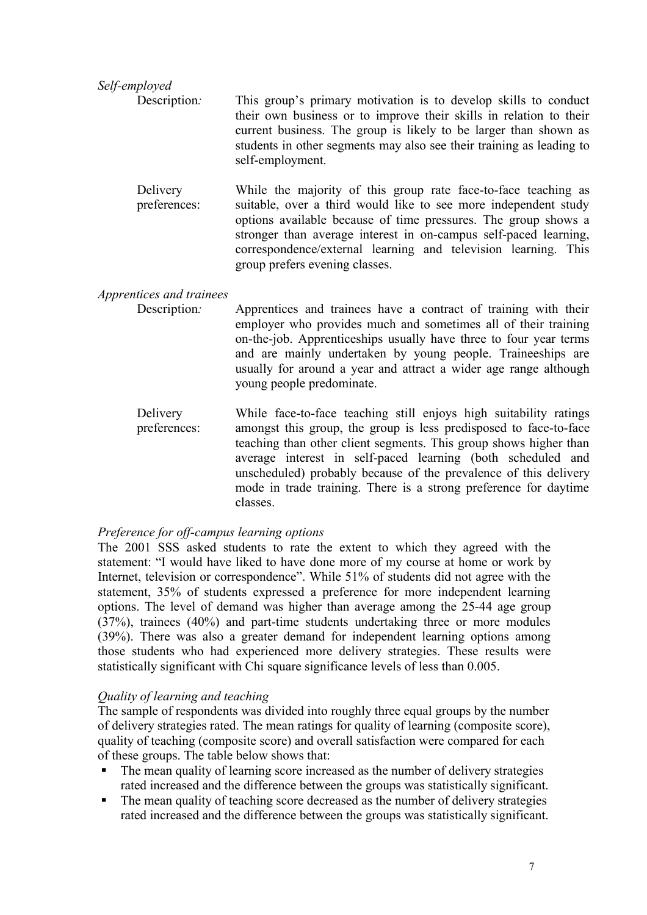*Self-employed*

Description*:* This group's primary motivation is to develop skills to conduct their own business or to improve their skills in relation to their current business. The group is likely to be larger than shown as students in other segments may also see their training as leading to self-employment.

Delivery preferences: While the majority of this group rate face-to-face teaching as suitable, over a third would like to see more independent study options available because of time pressures. The group shows a stronger than average interest in on-campus self-paced learning, correspondence/external learning and television learning. This group prefers evening classes.

*Apprentices and trainees*

Description*:* Apprentices and trainees have a contract of training with their employer who provides much and sometimes all of their training on-the-job. Apprenticeships usually have three to four year terms and are mainly undertaken by young people. Traineeships are usually for around a year and attract a wider age range although young people predominate.

Delivery preferences: While face-to-face teaching still enjoys high suitability ratings amongst this group, the group is less predisposed to face-to-face teaching than other client segments. This group shows higher than average interest in self-paced learning (both scheduled and unscheduled) probably because of the prevalence of this delivery mode in trade training. There is a strong preference for daytime classes.

*Preference for off-campus learning options*

The 2001 SSS asked students to rate the extent to which they agreed with the statement: "I would have liked to have done more of my course at home or work by Internet, television or correspondence". While 51% of students did not agree with the statement, 35% of students expressed a preference for more independent learning options. The level of demand was higher than average among the 25-44 age group (37%), trainees (40%) and part-time students undertaking three or more modules (39%). There was also a greater demand for independent learning options among those students who had experienced more delivery strategies. These results were statistically significant with Chi square significance levels of less than 0.005.

*Quality of learning and teaching*

The sample of respondents was divided into roughly three equal groups by the number of delivery strategies rated. The mean ratings for quality of learning (composite score), quality of teaching (composite score) and overall satisfaction were compared for each of these groups. The table below shows that:

- The mean quality of learning score increased as the number of delivery strategies rated increased and the difference between the groups was statistically significant.
- The mean quality of teaching score decreased as the number of delivery strategies rated increased and the difference between the groups was statistically significant.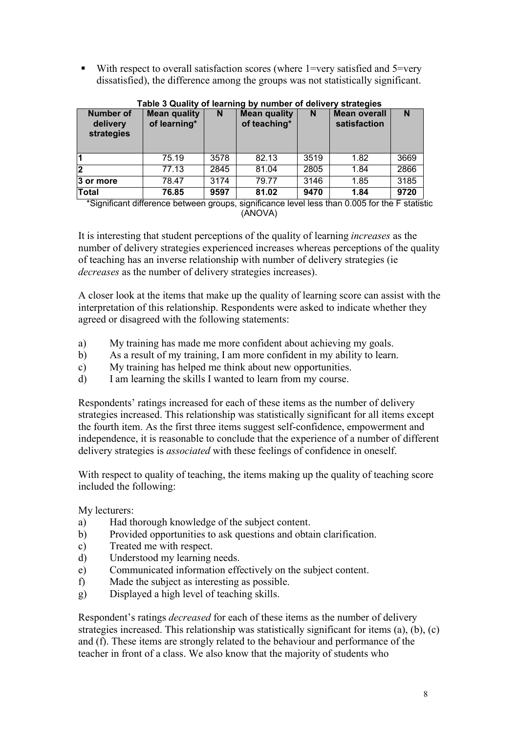- With respect to overall satisfaction scores (where 1=very satisfied and 5=very dissatisfied), the difference among the groups was not statistically significant.

**Table 3 Quality of learning by number of delivery strategies**

| Number of delivery strategies | Mean quality of learning* | N | Mean quality of teaching* | N | Mean overall satisfaction | N |
|---|---|---|---|---|---|---|
| 1 | 75.19 | 3578 | 82.13 | 3519 | 1.82 | 3669 |
| 2 | 77.13 | 2845 | 81.04 | 2805 | 1.84 | 2866 |
| 3 or more | 78.47 | 3174 | 79.77 | 3146 | 1.85 | 3185 |
| **Total** | **76.85** | **9597** | **81.02** | **9470** | **1.84** | **9720** |

*Significant difference between groups, significance level less than 0.005 for the F statistic (ANOVA)

It is interesting that student perceptions of the quality of learning *increases* as the number of delivery strategies experienced increases whereas perceptions of the quality of teaching has an inverse relationship with number of delivery strategies (ie *decreases* as the number of delivery strategies increases).

A closer look at the items that make up the quality of learning score can assist with the interpretation of this relationship. Respondents were asked to indicate whether they agreed or disagreed with the following statements:

a) My training has made me more confident about achieving my goals.
b) As a result of my training, I am more confident in my ability to learn.
c) My training has helped me think about new opportunities.
d) I am learning the skills I wanted to learn from my course.

Respondents' ratings increased for each of these items as the number of delivery strategies increased. This relationship was statistically significant for all items except the fourth item. As the first three items suggest self-confidence, empowerment and independence, it is reasonable to conclude that the experience of a number of different delivery strategies is *associated* with these feelings of confidence in oneself.

With respect to quality of teaching, the items making up the quality of teaching score included the following:

My lecturers:

a) Had thorough knowledge of the subject content.
b) Provided opportunities to ask questions and obtain clarification.
c) Treated me with respect.
d) Understood my learning needs.
e) Communicated information effectively on the subject content.
f) Made the subject as interesting as possible.
g) Displayed a high level of teaching skills.

Respondent's ratings *decreased* for each of these items as the number of delivery strategies increased. This relationship was statistically significant for items (a), (b), (c) and (f). These items are strongly related to the behaviour and performance of the teacher in front of a class. We also know that the majority of students who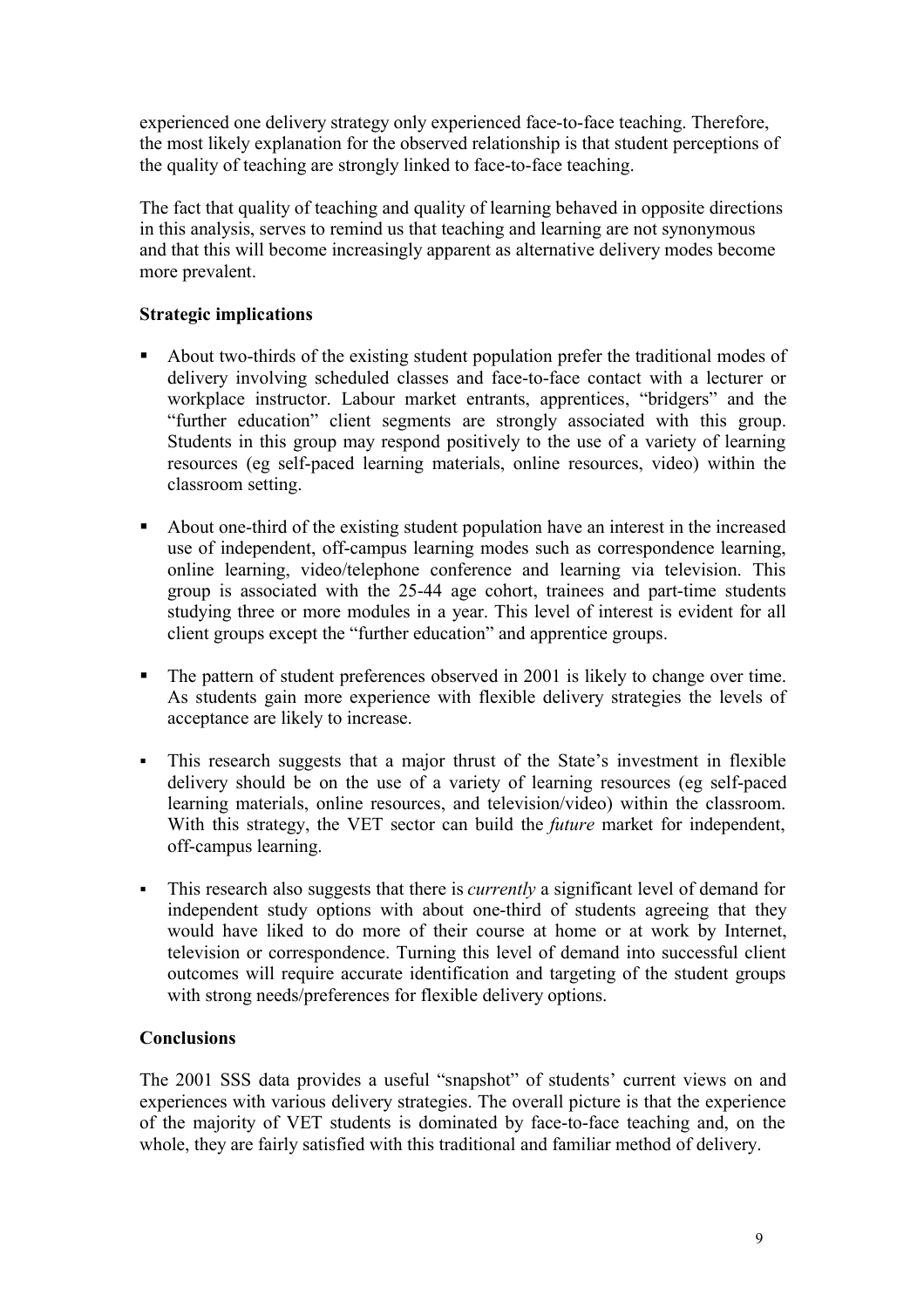experienced one delivery strategy only experienced face-to-face teaching. Therefore, the most likely explanation for the observed relationship is that student perceptions of the quality of teaching are strongly linked to face-to-face teaching.

The fact that quality of teaching and quality of learning behaved in opposite directions in this analysis, serves to remind us that teaching and learning are not synonymous and that this will become increasingly apparent as alternative delivery modes become more prevalent.

**Strategic implications**

- About two-thirds of the existing student population prefer the traditional modes of delivery involving scheduled classes and face-to-face contact with a lecturer or workplace instructor. Labour market entrants, apprentices, "bridgers" and the "further education" client segments are strongly associated with this group. Students in this group may respond positively to the use of a variety of learning resources (eg self-paced learning materials, online resources, video) within the classroom setting.
- About one-third of the existing student population have an interest in the increased use of independent, off-campus learning modes such as correspondence learning, online learning, video/telephone conference and learning via television. This group is associated with the 25-44 age cohort, trainees and part-time students studying three or more modules in a year. This level of interest is evident for all client groups except the "further education" and apprentice groups.
- The pattern of student preferences observed in 2001 is likely to change over time. As students gain more experience with flexible delivery strategies the levels of acceptance are likely to increase.
- This research suggests that a major thrust of the State's investment in flexible delivery should be on the use of a variety of learning resources (eg self-paced learning materials, online resources, and television/video) within the classroom. With this strategy, the VET sector can build the *future* market for independent, off-campus learning.
- This research also suggests that there is *currently* a significant level of demand for independent study options with about one-third of students agreeing that they would have liked to do more of their course at home or at work by Internet, television or correspondence. Turning this level of demand into successful client outcomes will require accurate identification and targeting of the student groups with strong needs/preferences for flexible delivery options.

**Conclusions**

The 2001 SSS data provides a useful "snapshot" of students' current views on and experiences with various delivery strategies. The overall picture is that the experience of the majority of VET students is dominated by face-to-face teaching and, on the whole, they are fairly satisfied with this traditional and familiar method of delivery.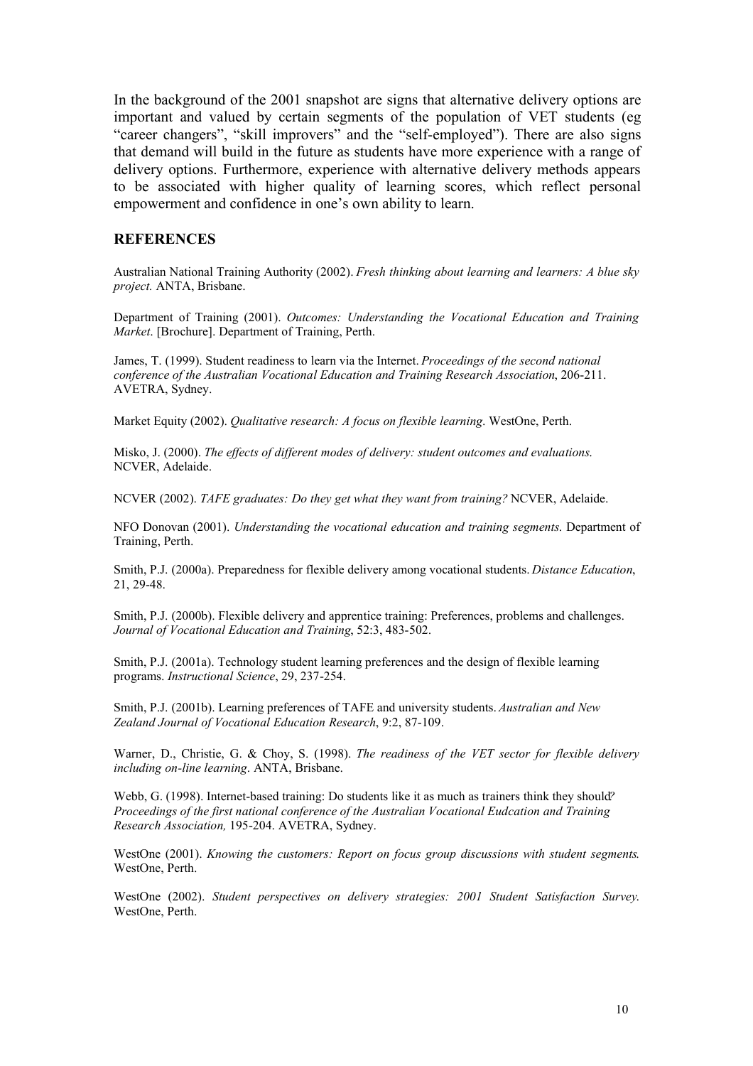In the background of the 2001 snapshot are signs that alternative delivery options are important and valued by certain segments of the population of VET students (eg "career changers", "skill improvers" and the "self-employed"). There are also signs that demand will build in the future as students have more experience with a range of delivery options. Furthermore, experience with alternative delivery methods appears to be associated with higher quality of learning scores, which reflect personal empowerment and confidence in one's own ability to learn.

## REFERENCES

Australian National Training Authority (2002). *Fresh thinking about learning and learners: A blue sky project.* ANTA, Brisbane.

Department of Training (2001). *Outcomes: Understanding the Vocational Education and Training Market*. [Brochure]. Department of Training, Perth.

James, T. (1999). Student readiness to learn via the Internet. *Proceedings of the second national conference of the Australian Vocational Education and Training Research Association*, 206-211. AVETRA, Sydney.

Market Equity (2002). *Qualitative research: A focus on flexible learning*. WestOne, Perth.

Misko, J. (2000). *The effects of different modes of delivery: student outcomes and evaluations.* NCVER, Adelaide.

NCVER (2002). *TAFE graduates: Do they get what they want from training?* NCVER, Adelaide.

NFO Donovan (2001). *Understanding the vocational education and training segments*. Department of Training, Perth.

Smith, P.J. (2000a). Preparedness for flexible delivery among vocational students. *Distance Education*, 21, 29-48.

Smith, P.J. (2000b). Flexible delivery and apprentice training: Preferences, problems and challenges. *Journal of Vocational Education and Training*, 52:3, 483-502.

Smith, P.J. (2001a). Technology student learning preferences and the design of flexible learning programs. *Instructional Science*, 29, 237-254.

Smith, P.J. (2001b). Learning preferences of TAFE and university students. *Australian and New Zealand Journal of Vocational Education Research*, 9:2, 87-109.

Warner, D., Christie, G. & Choy, S. (1998). *The readiness of the VET sector for flexible delivery including on-line learning*. ANTA, Brisbane.

Webb, G. (1998). Internet-based training: Do students like it as much as trainers think they should? *Proceedings of the first national conference of the Australian Vocational Eudcation and Training Research Association,* 195-204. AVETRA, Sydney.

WestOne (2001). *Knowing the customers: Report on focus group discussions with student segments*. WestOne, Perth.

WestOne (2002). *Student perspectives on delivery strategies: 2001 Student Satisfaction Survey*. WestOne, Perth.